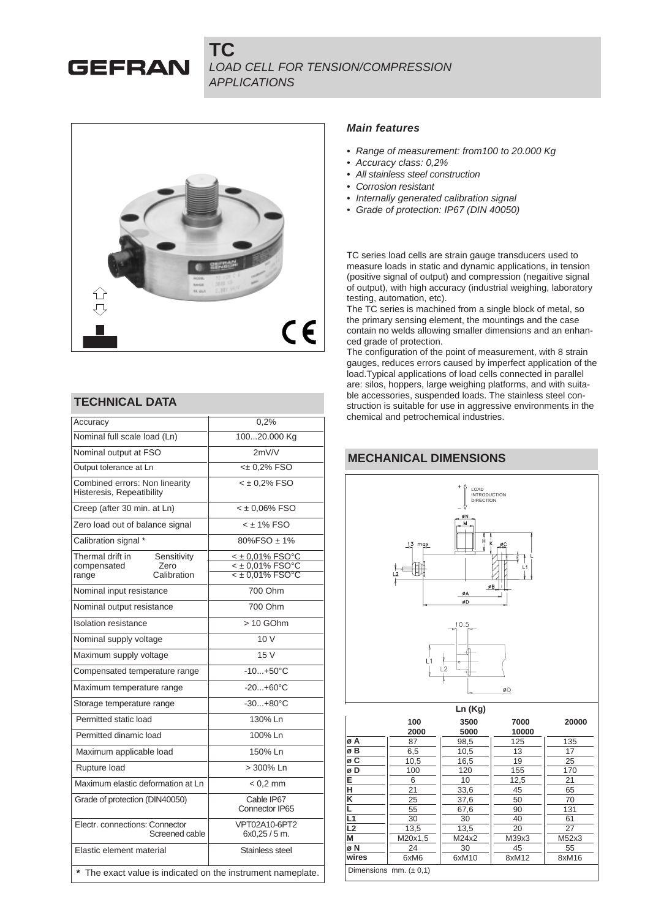# GEFRAN

## TC

*LOAD CELL FOR TENSION/COMPRESSION APPLICATIONS*

### *Main features*

- *Range of measurement: from100 to 20.000 Kg*
- *Accuracy class: 0,2%*
- *All stainless steel construction*
- *Corrosion resistant*
- *Internally generated calibration signal*
- *Grade of protection: IP67 (DIN 40050)*

TC series load cells are strain gauge transducers used to measure loads in static and dynamic applications, in tension (positive signal of output) and compression (negaitive signal of output), with high accuracy (industrial weighing, laboratory testing, automation, etc).

The TC series is machined from a single block of metal, so the primary sensing element, the mountings and the case contain no welds allowing smaller dimensions and an enhanced grade of protection.

The configuration of the point of measurement, with 8 strain gauges, reduces errors caused by imperfect application of the load.Typical applications of load cells connected in parallel are: silos, hoppers, large weighing platforms, and with suitable accessories, suspended loads. The stainless steel construction is suitable for use in aggressive environments in the chemical and petrochemical industries.

## TECHNICAL DATA

| Parameter | Value |
|---|---|
| Accuracy | 0,2% |
| Nominal full scale load (Ln) | 100...20.000 Kg |
| Nominal output at FSO | 2mV/V |
| Output tolerance at Ln | <± 0,2% FSO |
| Combined errors: Non linearity Histeresis, Repeatibility | < ± 0,2% FSO |
| Creep (after 30 min. at Ln) | < ± 0,06% FSO |
| Zero load out of balance signal | < ± 1% FSO |
| Calibration signal * | 80%FSO ± 1% |
| Thermal drift in compensated range — Sensitivity | < ± 0,01% FSO°C |
| Thermal drift in compensated range — Zero | < ± 0,01% FSO°C |
| Thermal drift in compensated range — Calibration | < ± 0,01% FSO°C |
| Nominal input resistance | 700 Ohm |
| Nominal output resistance | 700 Ohm |
| Isolation resistance | > 10 GOhm |
| Nominal supply voltage | 10 V |
| Maximum supply voltage | 15 V |
| Compensated temperature range | -10...+50°C |
| Maximum temperature range | -20...+60°C |
| Storage temperature range | -30...+80°C |
| Permitted static load | 130% Ln |
| Permitted dinamic load | 100% Ln |
| Maximum applicable load | 150% Ln |
| Rupture load | > 300% Ln |
| Maximum elastic deformation at Ln | < 0,2 mm |
| Grade of protection (DIN40050) | Cable IP67 Connector IP65 |
| Electr. connections: Connector | VPT02A10-6PT2 |
| Electr. connections: Screened cable | 6x0,25 / 5 m. |
| Elastic element material | Stainless steel |

**\*** The exact value is indicated on the instrument nameplate.

## MECHANICAL DIMENSIONS

LOAD INTRODUCTION DIRECTION

| Ln (Kg) | 100 – 2000 | 3500 – 5000 | 7000 – 10000 | 20000 |
|---|---|---|---|---|
| ø A | 87 | 98,5 | 125 | 135 |
| ø B | 6,5 | 10,5 | 13 | 17 |
| ø C | 10,5 | 16,5 | 19 | 25 |
| ø D | 100 | 120 | 155 | 170 |
| E | 6 | 10 | 12,5 | 21 |
| H | 21 | 33,6 | 45 | 65 |
| K | 25 | 37,6 | 50 | 70 |
| L | 55 | 67,6 | 90 | 131 |
| L1 | 30 | 30 | 40 | 61 |
| L2 | 13,5 | 13,5 | 20 | 27 |
| M | M20x1,5 | M24x2 | M39x3 | M52x3 |
| ø N | 24 | 30 | 45 | 55 |
| wires | 6xM6 | 6xM10 | 8xM12 | 8xM16 |

Dimensions mm. (± 0,1)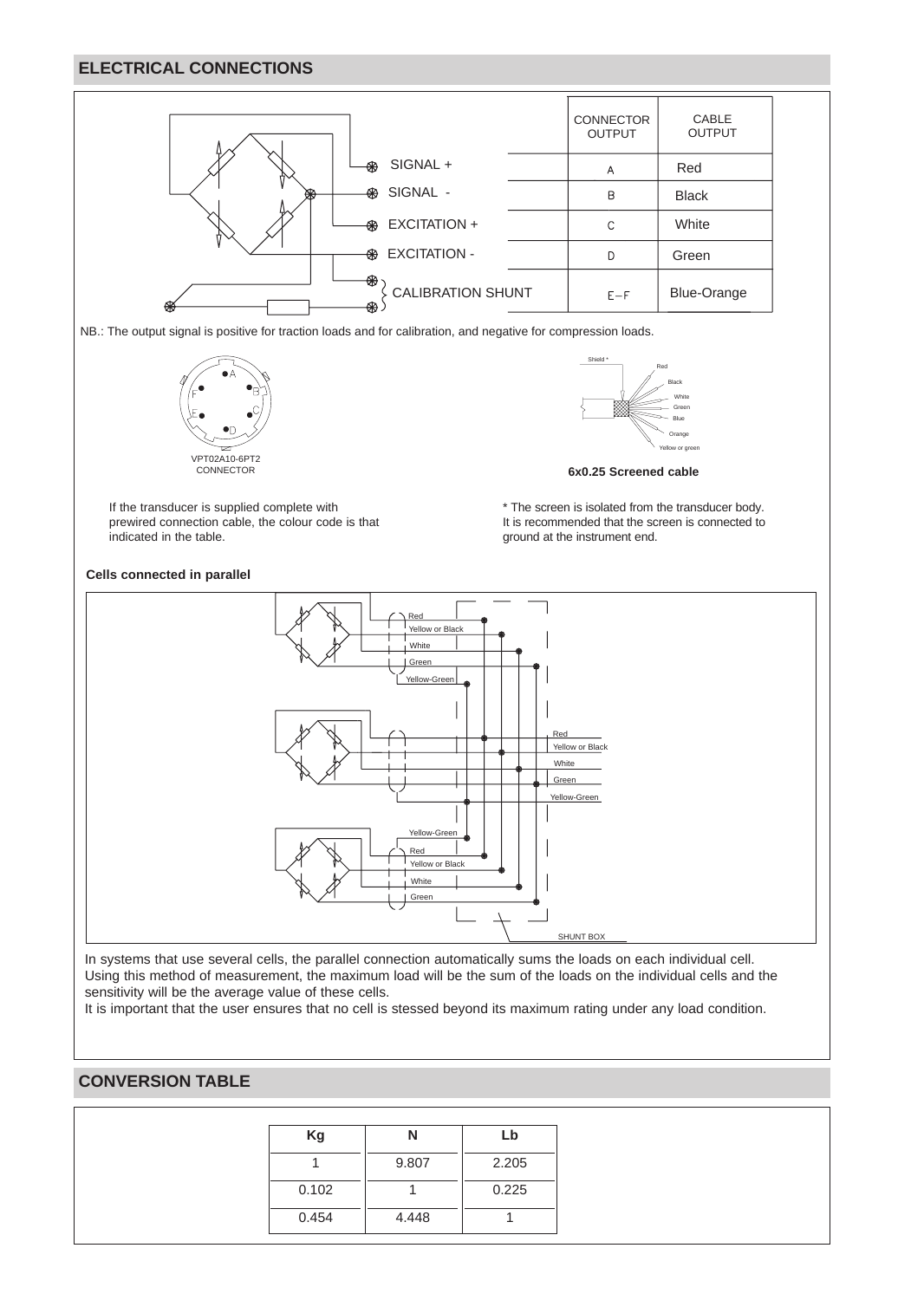## ELECTRICAL CONNECTIONS

| | CONNECTOR OUTPUT | CABLE OUTPUT |
|---|---|---|
| SIGNAL + | A | Red |
| SIGNAL - | B | Black |
| EXCITATION + | C | White |
| EXCITATION - | D | Green |
| CALIBRATION SHUNT | E−F | Blue-Orange |

NB.: The output signal is positive for traction loads and for calibration, and negative for compression loads.

VPT02A10-6PT2 CONNECTOR

Shield *, Red, Black, White, Green, Blue, Orange, Yellow or green

**6x0.25 Screened cable**

If the transducer is supplied complete with prewired connection cable, the colour code is that indicated in the table.

* The screen is isolated from the transducer body. It is recommended that the screen is connected to ground at the instrument end.

**Cells connected in parallel**

Red, Yellow or Black, White, Green, Yellow-Green

SHUNT BOX

In systems that use several cells, the parallel connection automatically sums the loads on each individual cell. Using this method of measurement, the maximum load will be the sum of the loads on the individual cells and the sensitivity will be the average value of these cells.
It is important that the user ensures that no cell is stessed beyond its maximum rating under any load condition.

## CONVERSION TABLE

| Kg | N | Lb |
|---|---|---|
| 1 | 9.807 | 2.205 |
| 0.102 | 1 | 0.225 |
| 0.454 | 4.448 | 1 |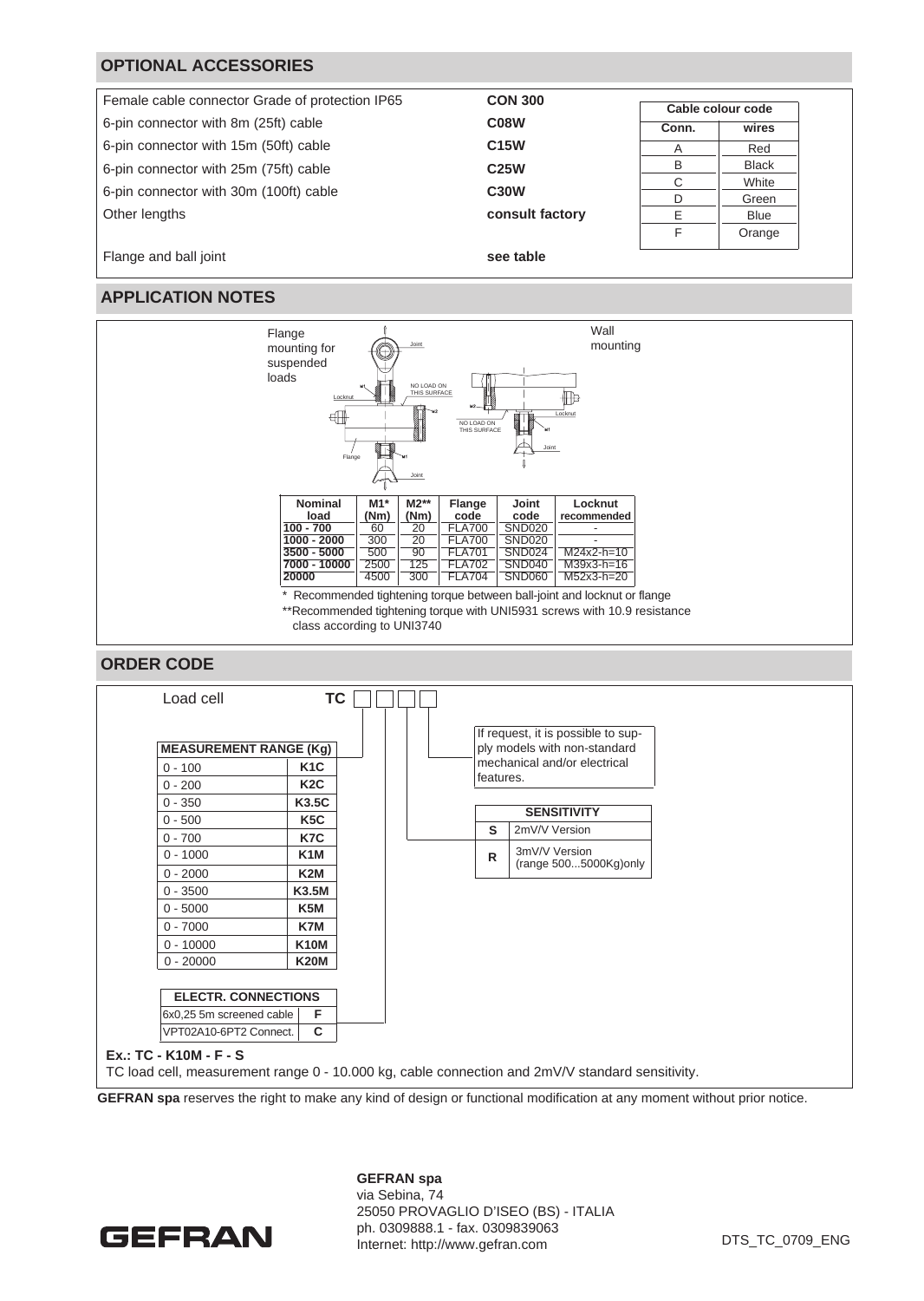## OPTIONAL ACCESSORIES

| | |
|---|---|
| Female cable connector Grade of protection IP65 | **CON 300** |
| 6-pin connector with 8m (25ft) cable | **C08W** |
| 6-pin connector with 15m (50ft) cable | **C15W** |
| 6-pin connector with 25m (75ft) cable | **C25W** |
| 6-pin connector with 30m (100ft) cable | **C30W** |
| Other lengths | **consult factory** |
| Flange and ball joint | **see table** |

| Cable colour code | |
|---|---|
| **Conn.** | **wires** |
| A | Red |
| B | Black |
| C | White |
| D | Green |
| E | Blue |
| F | Orange |

## APPLICATION NOTES

Flange mounting for suspended loads

Wall mounting

Joint
Locknut
NO LOAD ON THIS SURFACE
M1
M2
Flange

| Nominal load | M1* (Nm) | M2** (Nm) | Flange code | Joint code | Locknut recommended |
|---|---|---|---|---|---|
| 100 - 700 | 60 | 20 | FLA700 | SND020 | - |
| 1000 - 2000 | 300 | 20 | FLA700 | SND020 | - |
| 3500 - 5000 | 500 | 90 | FLA701 | SND024 | M24x2-h=10 |
| 7000 - 10000 | 2500 | 125 | FLA702 | SND040 | M39x3-h=16 |
| 20000 | 4500 | 300 | FLA704 | SND060 | M52x3-h=20 |

\* Recommended tightening torque between ball-joint and locknut or flange

\*\*Recommended tightening torque with UNI5931 screws with 10.9 resistance class according to UNI3740

## ORDER CODE

Load cell **TC** ☐ ☐ ☐ ☐

| MEASUREMENT RANGE (Kg) | |
|---|---|
| 0 - 100 | **K1C** |
| 0 - 200 | **K2C** |
| 0 - 350 | **K3.5C** |
| 0 - 500 | **K5C** |
| 0 - 700 | **K7C** |
| 0 - 1000 | **K1M** |
| 0 - 2000 | **K2M** |
| 0 - 3500 | **K3.5M** |
| 0 - 5000 | **K5M** |
| 0 - 7000 | **K7M** |
| 0 - 10000 | **K10M** |
| 0 - 20000 | **K20M** |

| ELECTR. CONNECTIONS | |
|---|---|
| 6x0,25 5m screened cable | **F** |
| VPT02A10-6PT2 Connect. | **C** |

If request, it is possible to supply models with non-standard mechanical and/or electrical features.

| SENSITIVITY | |
|---|---|
| **S** | 2mV/V Version |
| **R** | 3mV/V Version (range 500...5000Kg)only |

**Ex.: TC - K10M - F - S**

TC load cell, measurement range 0 - 10.000 kg, cable connection and 2mV/V standard sensitivity.

**GEFRAN spa** reserves the right to make any kind of design or functional modification at any moment without prior notice.

**GEFRAN spa**
via Sebina, 74
25050 PROVAGLIO D'ISEO (BS) - ITALIA
ph. 0309888.1 - fax. 0309839063
Internet: http://www.gefran.com

DTS_TC_0709_ENG